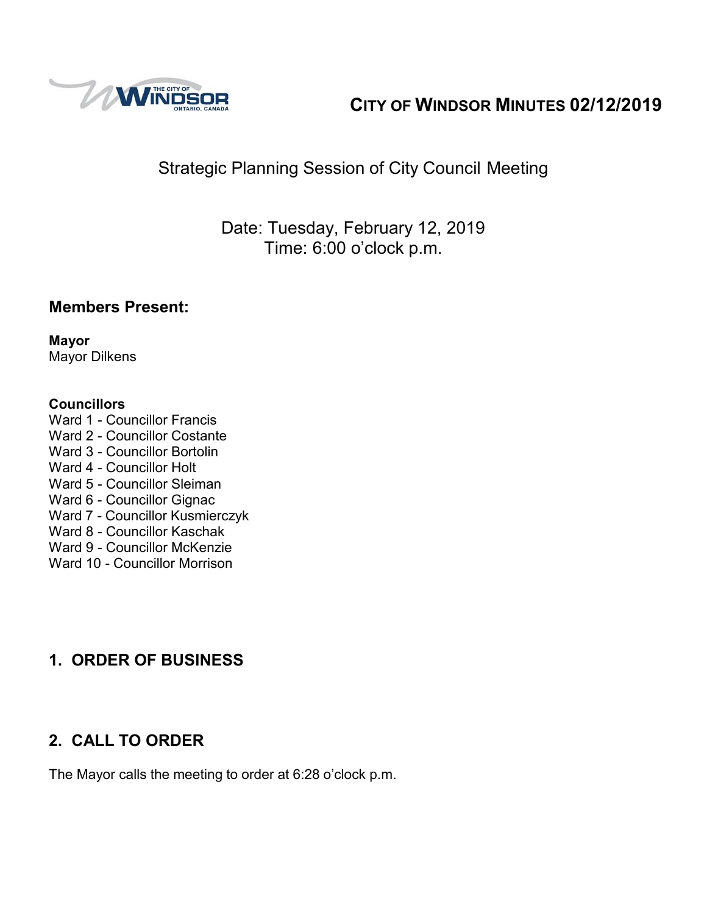# CITY OF WINDSOR MINUTES 02/12/2019

## Strategic Planning Session of City Council Meeting

Date: Tuesday, February 12, 2019
Time: 6:00 o'clock p.m.

### Members Present:

**Mayor**
Mayor Dilkens

**Councillors**
Ward 1 - Councillor Francis
Ward 2 - Councillor Costante
Ward 3 - Councillor Bortolin
Ward 4 - Councillor Holt
Ward 5 - Councillor Sleiman
Ward 6 - Councillor Gignac
Ward 7 - Councillor Kusmierczyk
Ward 8 - Councillor Kaschak
Ward 9 - Councillor McKenzie
Ward 10 - Councillor Morrison

## 1. ORDER OF BUSINESS

## 2. CALL TO ORDER

The Mayor calls the meeting to order at 6:28 o'clock p.m.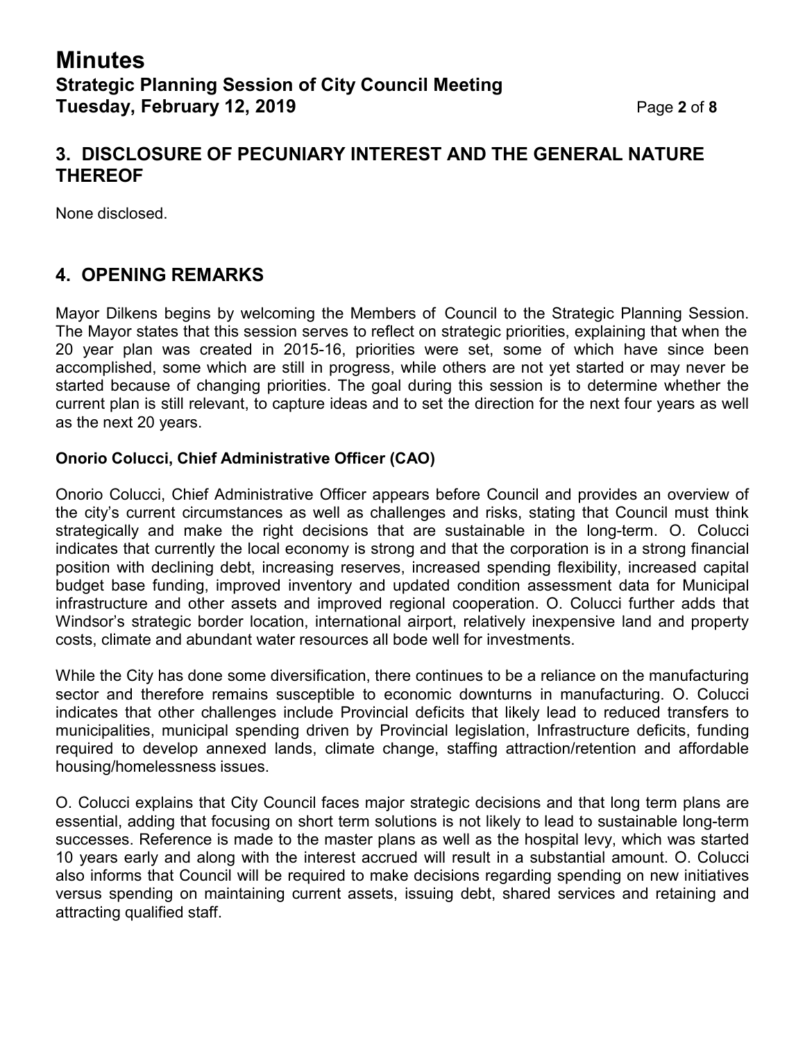## 3. DISCLOSURE OF PECUNIARY INTEREST AND THE GENERAL NATURE THEREOF

None disclosed.

## 4. OPENING REMARKS

Mayor Dilkens begins by welcoming the Members of Council to the Strategic Planning Session. The Mayor states that this session serves to reflect on strategic priorities, explaining that when the 20 year plan was created in 2015-16, priorities were set, some of which have since been accomplished, some which are still in progress, while others are not yet started or may never be started because of changing priorities. The goal during this session is to determine whether the current plan is still relevant, to capture ideas and to set the direction for the next four years as well as the next 20 years.

**Onorio Colucci, Chief Administrative Officer (CAO)**

Onorio Colucci, Chief Administrative Officer appears before Council and provides an overview of the city's current circumstances as well as challenges and risks, stating that Council must think strategically and make the right decisions that are sustainable in the long-term. O. Colucci indicates that currently the local economy is strong and that the corporation is in a strong financial position with declining debt, increasing reserves, increased spending flexibility, increased capital budget base funding, improved inventory and updated condition assessment data for Municipal infrastructure and other assets and improved regional cooperation. O. Colucci further adds that Windsor's strategic border location, international airport, relatively inexpensive land and property costs, climate and abundant water resources all bode well for investments.

While the City has done some diversification, there continues to be a reliance on the manufacturing sector and therefore remains susceptible to economic downturns in manufacturing. O. Colucci indicates that other challenges include Provincial deficits that likely lead to reduced transfers to municipalities, municipal spending driven by Provincial legislation, Infrastructure deficits, funding required to develop annexed lands, climate change, staffing attraction/retention and affordable housing/homelessness issues.

O. Colucci explains that City Council faces major strategic decisions and that long term plans are essential, adding that focusing on short term solutions is not likely to lead to sustainable long-term successes. Reference is made to the master plans as well as the hospital levy, which was started 10 years early and along with the interest accrued will result in a substantial amount. O. Colucci also informs that Council will be required to make decisions regarding spending on new initiatives versus spending on maintaining current assets, issuing debt, shared services and retaining and attracting qualified staff.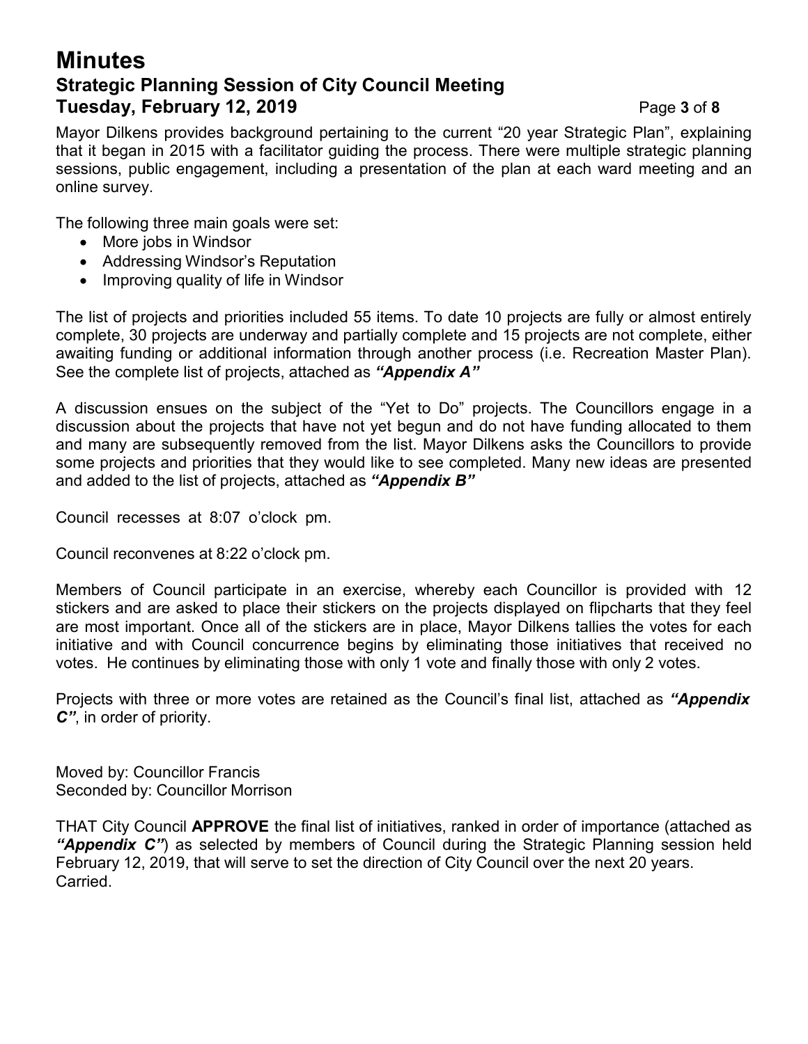Mayor Dilkens provides background pertaining to the current “20 year Strategic Plan”, explaining that it began in 2015 with a facilitator guiding the process. There were multiple strategic planning sessions, public engagement, including a presentation of the plan at each ward meeting and an online survey.

The following three main goals were set:

- More jobs in Windsor
- Addressing Windsor’s Reputation
- Improving quality of life in Windsor

The list of projects and priorities included 55 items. To date 10 projects are fully or almost entirely complete, 30 projects are underway and partially complete and 15 projects are not complete, either awaiting funding or additional information through another process (i.e. Recreation Master Plan). See the complete list of projects, attached as ***“Appendix A”***

A discussion ensues on the subject of the “Yet to Do” projects. The Councillors engage in a discussion about the projects that have not yet begun and do not have funding allocated to them and many are subsequently removed from the list. Mayor Dilkens asks the Councillors to provide some projects and priorities that they would like to see completed. Many new ideas are presented and added to the list of projects, attached as ***“Appendix B”***

Council recesses at 8:07 o’clock pm.

Council reconvenes at 8:22 o’clock pm.

Members of Council participate in an exercise, whereby each Councillor is provided with 12 stickers and are asked to place their stickers on the projects displayed on flipcharts that they feel are most important. Once all of the stickers are in place, Mayor Dilkens tallies the votes for each initiative and with Council concurrence begins by eliminating those initiatives that received no votes. He continues by eliminating those with only 1 vote and finally those with only 2 votes.

Projects with three or more votes are retained as the Council’s final list, attached as ***“Appendix C”***, in order of priority.

Moved by: Councillor Francis
Seconded by: Councillor Morrison

THAT City Council **APPROVE** the final list of initiatives, ranked in order of importance (attached as ***“Appendix C”***) as selected by members of Council during the Strategic Planning session held February 12, 2019, that will serve to set the direction of City Council over the next 20 years.
Carried.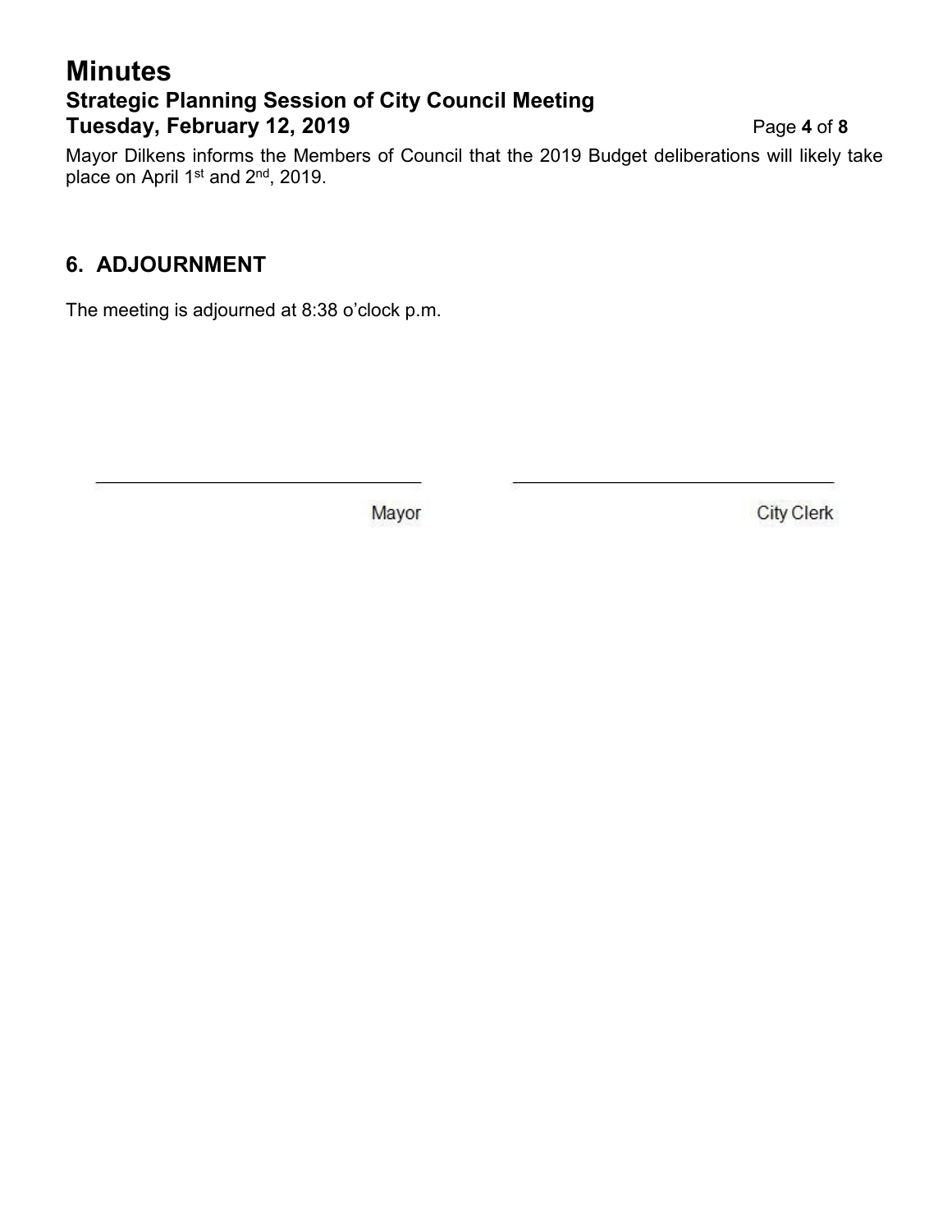Mayor Dilkens informs the Members of Council that the 2019 Budget deliberations will likely take place on April 1st and 2nd, 2019.

## 6. ADJOURNMENT

The meeting is adjourned at 8:38 o'clock p.m.

| _______________________ | _______________________ |
|---|---|
| Mayor | City Clerk |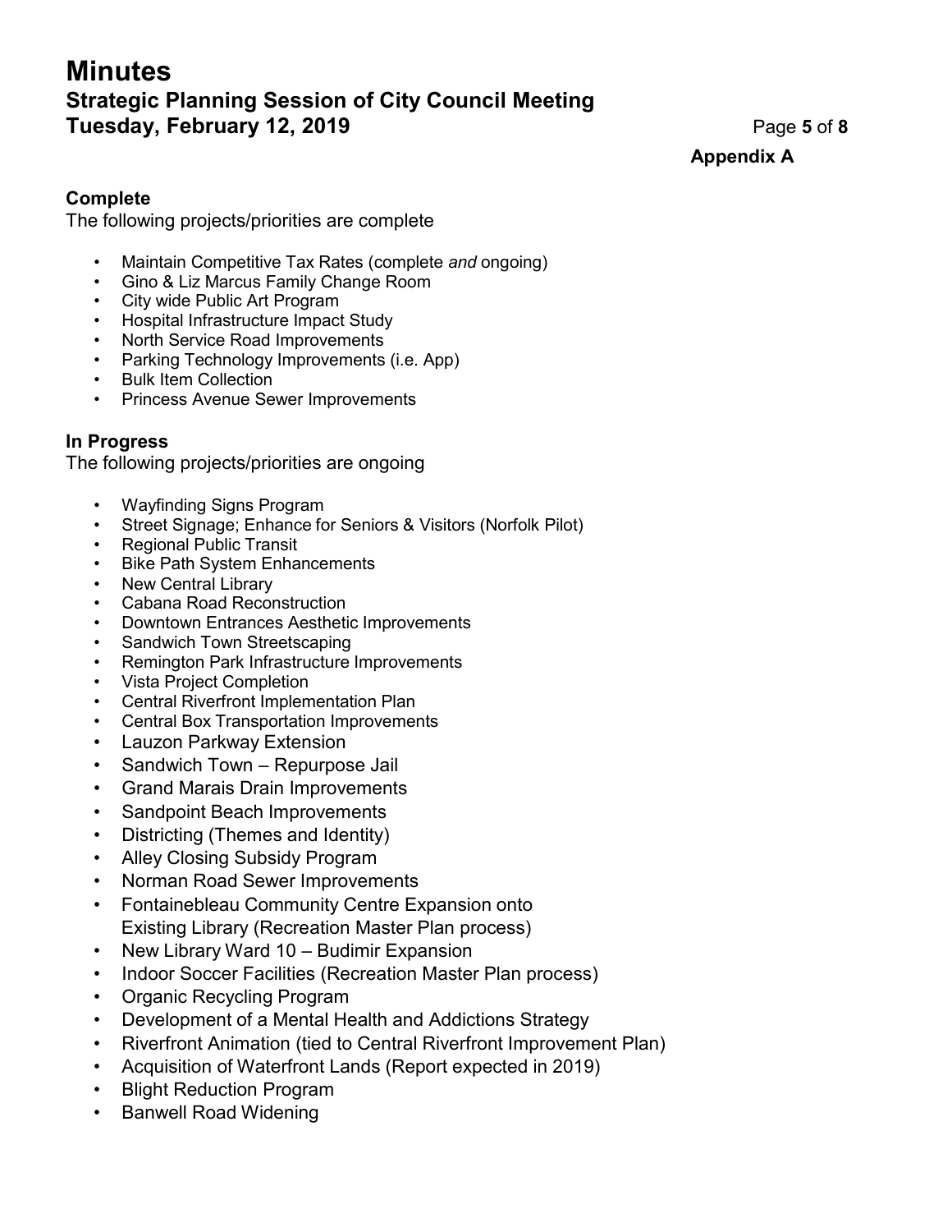**Appendix A**

### Complete

The following projects/priorities are complete

- Maintain Competitive Tax Rates (complete *and* ongoing)
- Gino & Liz Marcus Family Change Room
- City wide Public Art Program
- Hospital Infrastructure Impact Study
- North Service Road Improvements
- Parking Technology Improvements (i.e. App)
- Bulk Item Collection
- Princess Avenue Sewer Improvements

### In Progress

The following projects/priorities are ongoing

- Wayfinding Signs Program
- Street Signage; Enhance for Seniors & Visitors (Norfolk Pilot)
- Regional Public Transit
- Bike Path System Enhancements
- New Central Library
- Cabana Road Reconstruction
- Downtown Entrances Aesthetic Improvements
- Sandwich Town Streetscaping
- Remington Park Infrastructure Improvements
- Vista Project Completion
- Central Riverfront Implementation Plan
- Central Box Transportation Improvements
- Lauzon Parkway Extension
- Sandwich Town – Repurpose Jail
- Grand Marais Drain Improvements
- Sandpoint Beach Improvements
- Districting (Themes and Identity)
- Alley Closing Subsidy Program
- Norman Road Sewer Improvements
- Fontainebleau Community Centre Expansion onto Existing Library (Recreation Master Plan process)
- New Library Ward 10 – Budimir Expansion
- Indoor Soccer Facilities (Recreation Master Plan process)
- Organic Recycling Program
- Development of a Mental Health and Addictions Strategy
- Riverfront Animation (tied to Central Riverfront Improvement Plan)
- Acquisition of Waterfront Lands (Report expected in 2019)
- Blight Reduction Program
- Banwell Road Widening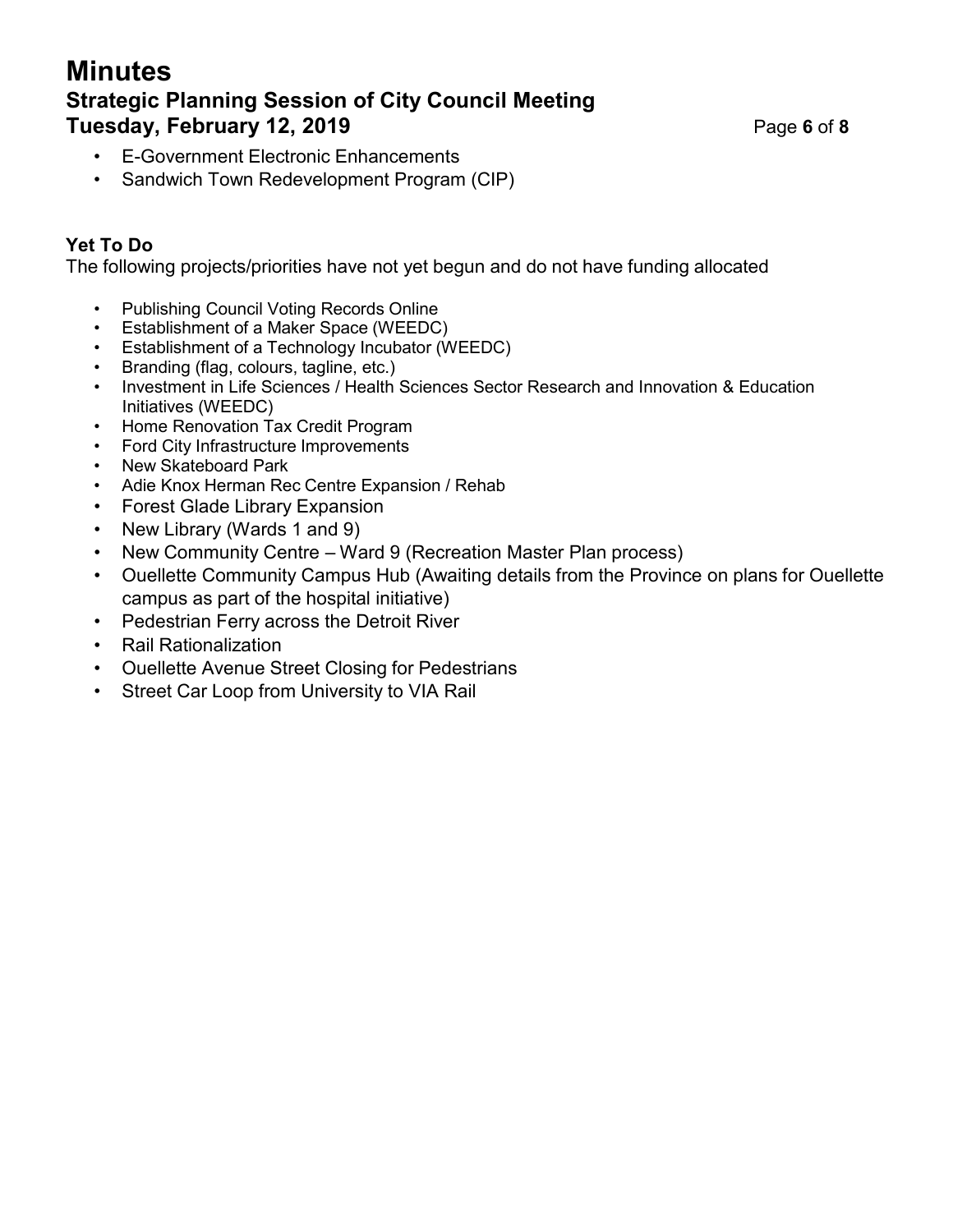- E-Government Electronic Enhancements
- Sandwich Town Redevelopment Program (CIP)

**Yet To Do**

The following projects/priorities have not yet begun and do not have funding allocated

- Publishing Council Voting Records Online
- Establishment of a Maker Space (WEEDC)
- Establishment of a Technology Incubator (WEEDC)
- Branding (flag, colours, tagline, etc.)
- Investment in Life Sciences / Health Sciences Sector Research and Innovation & Education Initiatives (WEEDC)
- Home Renovation Tax Credit Program
- Ford City Infrastructure Improvements
- New Skateboard Park
- Adie Knox Herman Rec Centre Expansion / Rehab
- Forest Glade Library Expansion
- New Library (Wards 1 and 9)
- New Community Centre – Ward 9 (Recreation Master Plan process)
- Ouellette Community Campus Hub (Awaiting details from the Province on plans for Ouellette campus as part of the hospital initiative)
- Pedestrian Ferry across the Detroit River
- Rail Rationalization
- Ouellette Avenue Street Closing for Pedestrians
- Street Car Loop from University to VIA Rail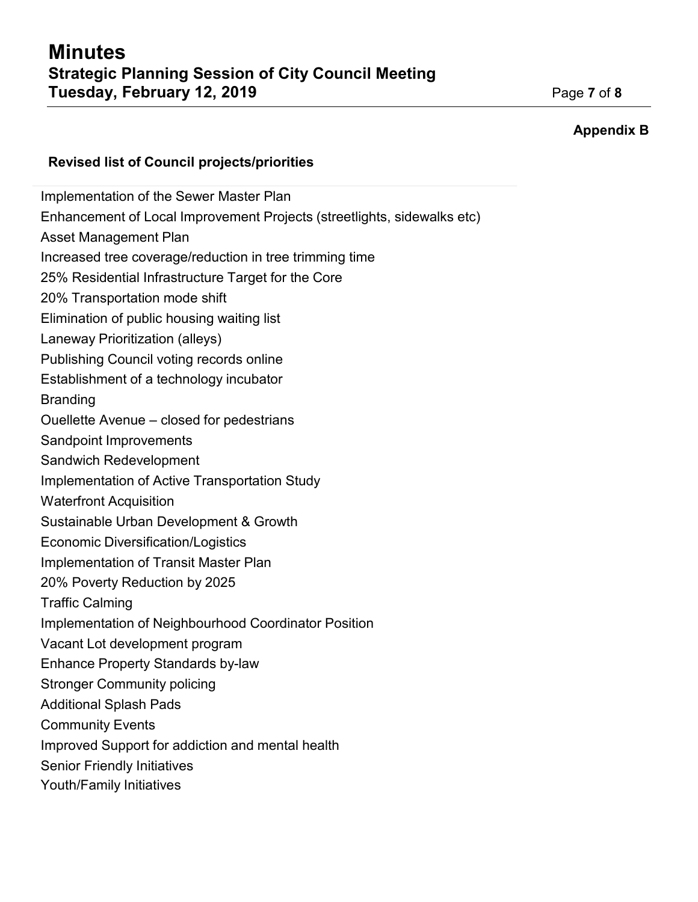**Appendix B**

**Revised list of Council projects/priorities**

Implementation of the Sewer Master Plan
Enhancement of Local Improvement Projects (streetlights, sidewalks etc)
Asset Management Plan
Increased tree coverage/reduction in tree trimming time
25% Residential Infrastructure Target for the Core
20% Transportation mode shift
Elimination of public housing waiting list
Laneway Prioritization (alleys)
Publishing Council voting records online
Establishment of a technology incubator
Branding
Ouellette Avenue – closed for pedestrians
Sandpoint Improvements
Sandwich Redevelopment
Implementation of Active Transportation Study
Waterfront Acquisition
Sustainable Urban Development & Growth
Economic Diversification/Logistics
Implementation of Transit Master Plan
20% Poverty Reduction by 2025
Traffic Calming
Implementation of Neighbourhood Coordinator Position
Vacant Lot development program
Enhance Property Standards by-law
Stronger Community policing
Additional Splash Pads
Community Events
Improved Support for addiction and mental health
Senior Friendly Initiatives
Youth/Family Initiatives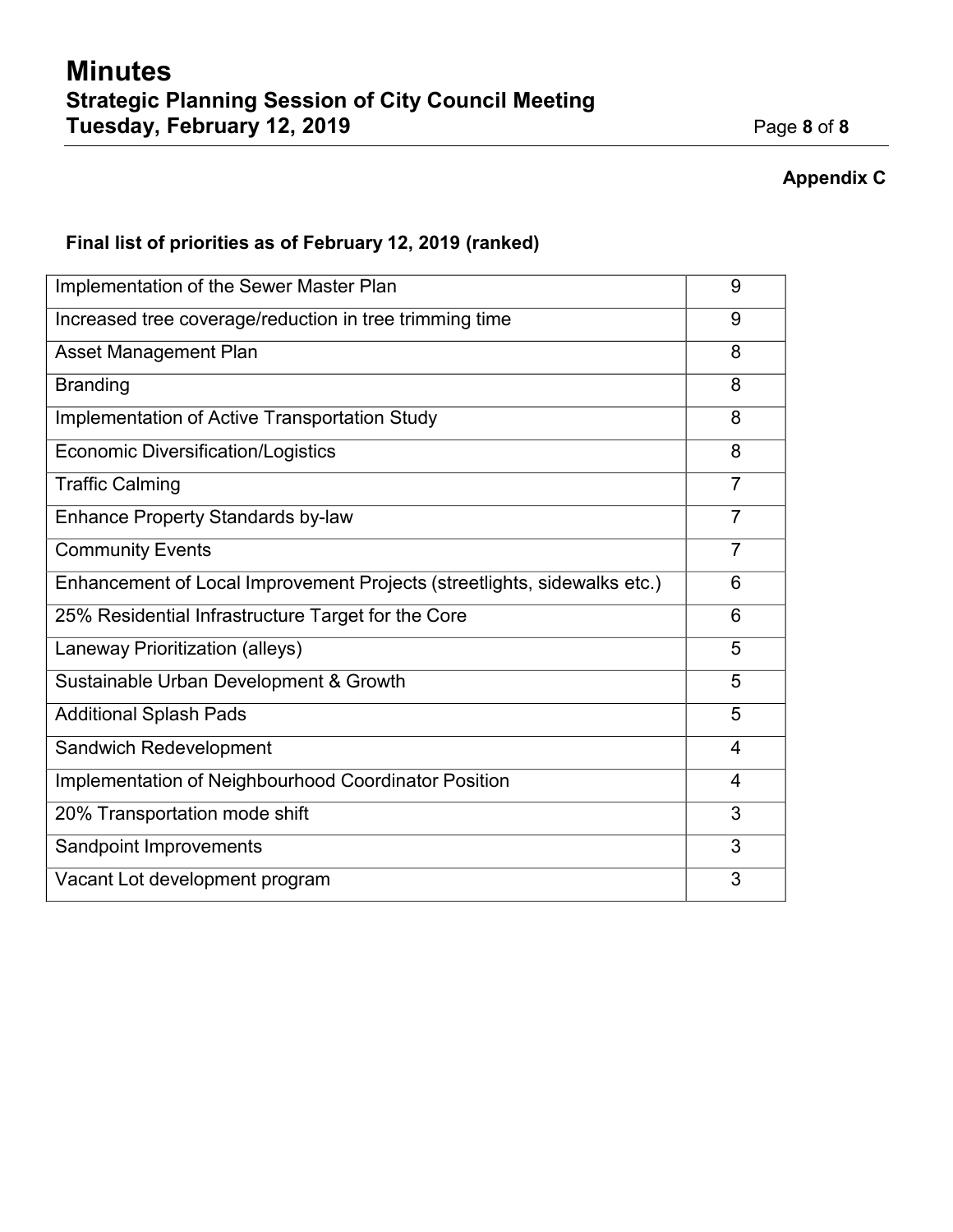**Appendix C**

**Final list of priorities as of February 12, 2019 (ranked)**

| | |
|---|---|
| Implementation of the Sewer Master Plan | 9 |
| Increased tree coverage/reduction in tree trimming time | 9 |
| Asset Management Plan | 8 |
| Branding | 8 |
| Implementation of Active Transportation Study | 8 |
| Economic Diversification/Logistics | 8 |
| Traffic Calming | 7 |
| Enhance Property Standards by-law | 7 |
| Community Events | 7 |
| Enhancement of Local Improvement Projects (streetlights, sidewalks etc.) | 6 |
| 25% Residential Infrastructure Target for the Core | 6 |
| Laneway Prioritization (alleys) | 5 |
| Sustainable Urban Development & Growth | 5 |
| Additional Splash Pads | 5 |
| Sandwich Redevelopment | 4 |
| Implementation of Neighbourhood Coordinator Position | 4 |
| 20% Transportation mode shift | 3 |
| Sandpoint Improvements | 3 |
| Vacant Lot development program | 3 |